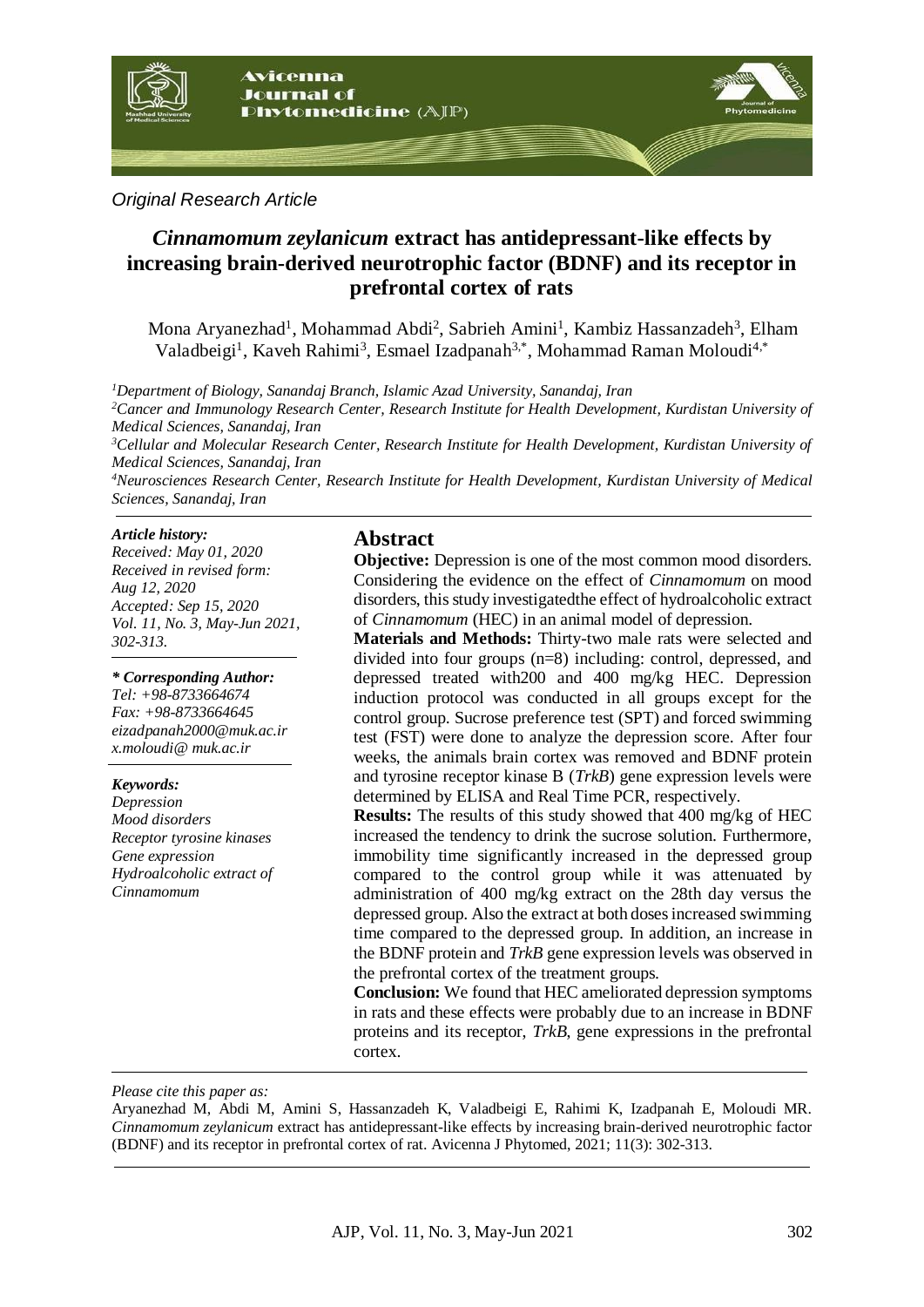*Original Research Article*

# *Cinnamomum zeylanicum* extract has antidepressant-like effects by increasing brain-derived neurotrophic factor (BDNF) and its receptor in prefrontal cortex of rats

Mona Aryanezhad[1], Mohammad Abdi[2], Sabrieh Amini[1], Kambiz Hassanzadeh[3], Elham Valadbeigi[1], Kaveh Rahimi[3], Esmael Izadpanah[3,*], Mohammad Raman Moloudi[4,*]

[1]*Department of Biology, Sanandaj Branch, Islamic Azad University, Sanandaj, Iran*

[2]*Cancer and Immunology Research Center, Research Institute for Health Development, Kurdistan University of Medical Sciences, Sanandaj, Iran*

[3]*Cellular and Molecular Research Center, Research Institute for Health Development, Kurdistan University of Medical Sciences, Sanandaj, Iran*

[4]*Neurosciences Research Center, Research Institute for Health Development, Kurdistan University of Medical Sciences, Sanandaj, Iran*

***Article history:***

*Received: May 01, 2020*
*Received in revised form: Aug 12, 2020*
*Accepted: Sep 15, 2020*
*Vol. 11, No. 3, May-Jun 2021, 302-313.*

***\* Corresponding Author:***

*Tel: +98-8733664674*
*Fax: +98-8733664645*
*eizadpanah2000@muk.ac.ir*
*x.moloudi@ muk.ac.ir*

***Keywords:***

*Depression*
*Mood disorders*
*Receptor tyrosine kinases*
*Gene expression*
*Hydroalcoholic extract of Cinnamomum*

## Abstract

**Objective:** Depression is one of the most common mood disorders. Considering the evidence on the effect of *Cinnamomum* on mood disorders, this study investigatedthe effect of hydroalcoholic extract of *Cinnamomum* (HEC) in an animal model of depression.

**Materials and Methods:** Thirty-two male rats were selected and divided into four groups (n=8) including: control, depressed, and depressed treated with200 and 400 mg/kg HEC. Depression induction protocol was conducted in all groups except for the control group. Sucrose preference test (SPT) and forced swimming test (FST) were done to analyze the depression score. After four weeks, the animals brain cortex was removed and BDNF protein and tyrosine receptor kinase B (*TrkB*) gene expression levels were determined by ELISA and Real Time PCR, respectively.

**Results:** The results of this study showed that 400 mg/kg of HEC increased the tendency to drink the sucrose solution. Furthermore, immobility time significantly increased in the depressed group compared to the control group while it was attenuated by administration of 400 mg/kg extract on the 28th day versus the depressed group. Also the extract at both doses increased swimming time compared to the depressed group. In addition, an increase in the BDNF protein and *TrkB* gene expression levels was observed in the prefrontal cortex of the treatment groups.

**Conclusion:** We found that HEC ameliorated depression symptoms in rats and these effects were probably due to an increase in BDNF proteins and its receptor, *TrkB*, gene expressions in the prefrontal cortex.

*Please cite this paper as:*

Aryanezhad M, Abdi M, Amini S, Hassanzadeh K, Valadbeigi E, Rahimi K, Izadpanah E, Moloudi MR. *Cinnamomum zeylanicum* extract has antidepressant-like effects by increasing brain-derived neurotrophic factor (BDNF) and its receptor in prefrontal cortex of rat. Avicenna J Phytomed, 2021; 11(3): 302-313.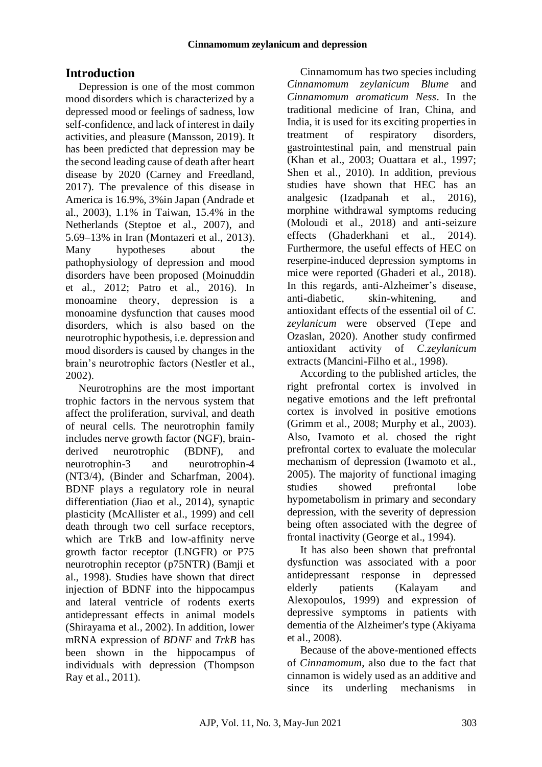## Introduction

Depression is one of the most common mood disorders which is characterized by a depressed mood or feelings of sadness, low self-confidence, and lack of interest in daily activities, and pleasure (Mansson, 2019). It has been predicted that depression may be the second leading cause of death after heart disease by 2020 (Carney and Freedland, 2017). The prevalence of this disease in America is 16.9%, 3%in Japan (Andrade et al., 2003), 1.1% in Taiwan, 15.4% in the Netherlands (Steptoe et al., 2007), and 5.69–13% in Iran (Montazeri et al., 2013). Many hypotheses about the pathophysiology of depression and mood disorders have been proposed (Moinuddin et al., 2012; Patro et al., 2016). In monoamine theory, depression is a monoamine dysfunction that causes mood disorders, which is also based on the neurotrophic hypothesis, i.e. depression and mood disorders is caused by changes in the brain's neurotrophic factors (Nestler et al., 2002).

Neurotrophins are the most important trophic factors in the nervous system that affect the proliferation, survival, and death of neural cells. The neurotrophin family includes nerve growth factor (NGF), brain-derived neurotrophic (BDNF), and neurotrophin-3 and neurotrophin-4 (NT3/4), (Binder and Scharfman, 2004). BDNF plays a regulatory role in neural differentiation (Jiao et al., 2014), synaptic plasticity (McAllister et al., 1999) and cell death through two cell surface receptors, which are TrkB and low-affinity nerve growth factor receptor (LNGFR) or P75 neurotrophin receptor (p75NTR) (Bamji et al., 1998). Studies have shown that direct injection of BDNF into the hippocampus and lateral ventricle of rodents exerts antidepressant effects in animal models (Shirayama et al., 2002). In addition, lower mRNA expression of *BDNF* and *TrkB* has been shown in the hippocampus of individuals with depression (Thompson Ray et al., 2011).

Cinnamomum has two species including *Cinnamomum zeylanicum Blume* and *Cinnamomum aromaticum Ness*. In the traditional medicine of Iran, China, and India, it is used for its exciting properties in treatment of respiratory disorders, gastrointestinal pain, and menstrual pain (Khan et al., 2003; Ouattara et al., 1997; Shen et al., 2010). In addition, previous studies have shown that HEC has an analgesic (Izadpanah et al., 2016), morphine withdrawal symptoms reducing (Moloudi et al., 2018) and anti-seizure effects (Ghaderkhani et al., 2014). Furthermore, the useful effects of HEC on reserpine-induced depression symptoms in mice were reported (Ghaderi et al., 2018). In this regards, anti-Alzheimer's disease, anti-diabetic, skin-whitening, and antioxidant effects of the essential oil of *C. zeylanicum* were observed (Tepe and Ozaslan, 2020). Another study confirmed antioxidant activity of *C.zeylanicum* extracts (Mancini-Filho et al., 1998).

According to the published articles, the right prefrontal cortex is involved in negative emotions and the left prefrontal cortex is involved in positive emotions (Grimm et al., 2008; Murphy et al., 2003). Also, Ivamoto et al. chosed the right prefrontal cortex to evaluate the molecular mechanism of depression (Iwamoto et al., 2005). The majority of functional imaging studies showed prefrontal lobe hypometabolism in primary and secondary depression, with the severity of depression being often associated with the degree of frontal inactivity (George et al., 1994).

It has also been shown that prefrontal dysfunction was associated with a poor antidepressant response in depressed elderly patients (Kalayam and Alexopoulos, 1999) and expression of depressive symptoms in patients with dementia of the Alzheimer's type (Akiyama et al., 2008).

Because of the above-mentioned effects of *Cinnamomum*, also due to the fact that cinnamon is widely used as an additive and since its underling mechanisms in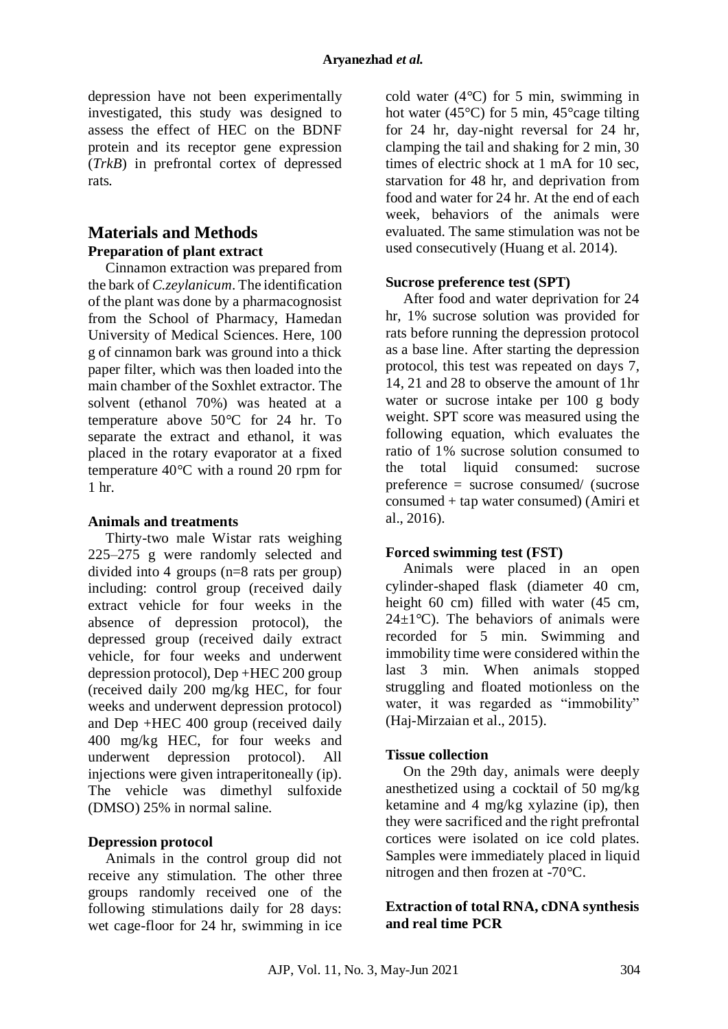depression have not been experimentally investigated, this study was designed to assess the effect of HEC on the BDNF protein and its receptor gene expression (*TrkB*) in prefrontal cortex of depressed rats.

## Materials and Methods

### Preparation of plant extract

Cinnamon extraction was prepared from the bark of *C.zeylanicum*. The identification of the plant was done by a pharmacognosist from the School of Pharmacy, Hamedan University of Medical Sciences. Here, 100 g of cinnamon bark was ground into a thick paper filter, which was then loaded into the main chamber of the Soxhlet extractor. The solvent (ethanol 70%) was heated at a temperature above 50°C for 24 hr. To separate the extract and ethanol, it was placed in the rotary evaporator at a fixed temperature 40°C with a round 20 rpm for 1 hr.

### Animals and treatments

Thirty-two male Wistar rats weighing 225–275 g were randomly selected and divided into 4 groups (n=8 rats per group) including: control group (received daily extract vehicle for four weeks in the absence of depression protocol), the depressed group (received daily extract vehicle, for four weeks and underwent depression protocol), Dep +HEC 200 group (received daily 200 mg/kg HEC, for four weeks and underwent depression protocol) and Dep +HEC 400 group (received daily 400 mg/kg HEC, for four weeks and underwent depression protocol). All injections were given intraperitoneally (ip). The vehicle was dimethyl sulfoxide (DMSO) 25% in normal saline.

### Depression protocol

Animals in the control group did not receive any stimulation. The other three groups randomly received one of the following stimulations daily for 28 days: wet cage-floor for 24 hr, swimming in ice cold water (4°C) for 5 min, swimming in hot water (45°C) for 5 min, 45°cage tilting for 24 hr, day-night reversal for 24 hr, clamping the tail and shaking for 2 min, 30 times of electric shock at 1 mA for 10 sec, starvation for 48 hr, and deprivation from food and water for 24 hr. At the end of each week, behaviors of the animals were evaluated. The same stimulation was not be used consecutively (Huang et al. 2014).

### Sucrose preference test (SPT)

After food and water deprivation for 24 hr, 1% sucrose solution was provided for rats before running the depression protocol as a base line. After starting the depression protocol, this test was repeated on days 7, 14, 21 and 28 to observe the amount of 1hr water or sucrose intake per 100 g body weight. SPT score was measured using the following equation, which evaluates the ratio of 1% sucrose solution consumed to the total liquid consumed: sucrose preference = sucrose consumed/ (sucrose consumed + tap water consumed) (Amiri et al., 2016).

### Forced swimming test (FST)

Animals were placed in an open cylinder-shaped flask (diameter 40 cm, height 60 cm) filled with water (45 cm, 24±1°C). The behaviors of animals were recorded for 5 min. Swimming and immobility time were considered within the last 3 min. When animals stopped struggling and floated motionless on the water, it was regarded as "immobility" (Haj-Mirzaian et al., 2015).

### Tissue collection

On the 29th day, animals were deeply anesthetized using a cocktail of 50 mg/kg ketamine and 4 mg/kg xylazine (ip), then they were sacrificed and the right prefrontal cortices were isolated on ice cold plates. Samples were immediately placed in liquid nitrogen and then frozen at -70°C.

### Extraction of total RNA, cDNA synthesis and real time PCR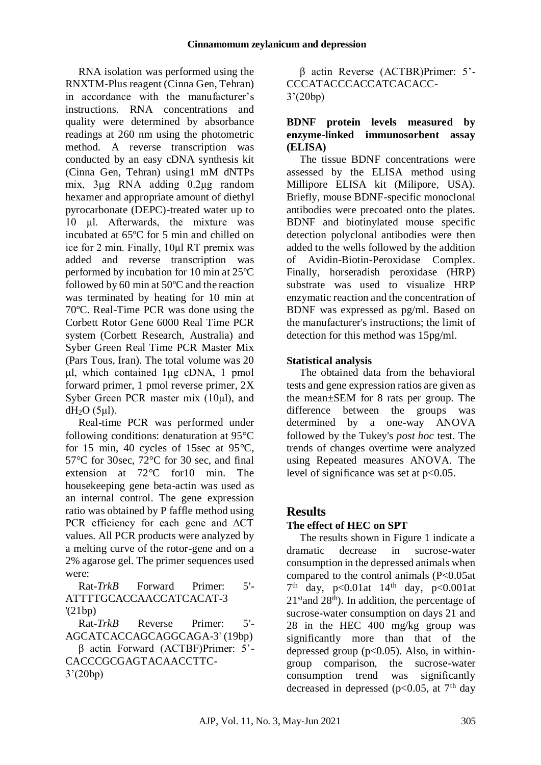RNA isolation was performed using the RNXTM-Plus reagent (Cinna Gen, Tehran) in accordance with the manufacturer's instructions. RNA concentrations and quality were determined by absorbance readings at 260 nm using the photometric method. A reverse transcription was conducted by an easy cDNA synthesis kit (Cinna Gen, Tehran) using1 mM dNTPs mix, 3μg RNA adding 0.2μg random hexamer and appropriate amount of diethyl pyrocarbonate (DEPC)-treated water up to 10 μl. Afterwards, the mixture was incubated at 65ºC for 5 min and chilled on ice for 2 min. Finally, 10μl RT premix was added and reverse transcription was performed by incubation for 10 min at 25ºC followed by 60 min at 50ºC and the reaction was terminated by heating for 10 min at 70ºC. Real-Time PCR was done using the Corbett Rotor Gene 6000 Real Time PCR system (Corbett Research, Australia) and Syber Green Real Time PCR Master Mix (Pars Tous, Iran). The total volume was 20 μl, which contained 1μg cDNA, 1 pmol forward primer, 1 pmol reverse primer, 2X Syber Green PCR master mix (10μl), and $dH_2O$ (5μl).

Real-time PCR was performed under following conditions: denaturation at 95°C for 15 min, 40 cycles of 15sec at 95°C, 57°C for 30sec, 72°C for 30 sec, and final extension at 72°C for10 min. The housekeeping gene beta-actin was used as an internal control. The gene expression ratio was obtained by P faffle method using PCR efficiency for each gene and ΔCT values. All PCR products were analyzed by a melting curve of the rotor-gene and on a 2% agarose gel. The primer sequences used were:

Rat-*TrkB* Forward Primer: 5'-ATTTTGCACCAACCATCACAT-3 '(21bp)

Rat-*TrkB* Reverse Primer: 5'-AGCATCACCAGCAGGCAGA-3' (19bp)

β actin Forward (ACTBF)Primer: 5'-CACCCGCGAGTACAACCTTC-3'(20bp)

β actin Reverse (ACTBR)Primer: 5'-CCCATACCCACCATCACACC-3'(20bp)

### BDNF protein levels measured by enzyme-linked immunosorbent assay (ELISA)

The tissue BDNF concentrations were assessed by the ELISA method using Millipore ELISA kit (Milipore, USA). Briefly, mouse BDNF-specific monoclonal antibodies were precoated onto the plates. BDNF and biotinylated mouse specific detection polyclonal antibodies were then added to the wells followed by the addition of Avidin-Biotin-Peroxidase Complex. Finally, horseradish peroxidase (HRP) substrate was used to visualize HRP enzymatic reaction and the concentration of BDNF was expressed as pg/ml. Based on the manufacturer's instructions; the limit of detection for this method was 15pg/ml.

### Statistical analysis

The obtained data from the behavioral tests and gene expression ratios are given as the mean±SEM for 8 rats per group. The difference between the groups was determined by a one-way ANOVA followed by the Tukey's *post hoc* test. The trends of changes overtime were analyzed using Repeated measures ANOVA. The level of significance was set at $p<0.05$.

## Results

### The effect of HEC on SPT

The results shown in Figure 1 indicate a dramatic decrease in sucrose-water consumption in the depressed animals when compared to the control animals ($P<0.05$ at 7th day, $p<0.01$ at 14th day, $p<0.001$ at 21st and 28th). In addition, the percentage of sucrose-water consumption on days 21 and 28 in the HEC 400 mg/kg group was significantly more than that of the depressed group ($p<0.05$). Also, in within-group comparison, the sucrose-water consumption trend was significantly decreased in depressed ($p<0.05$, at 7th day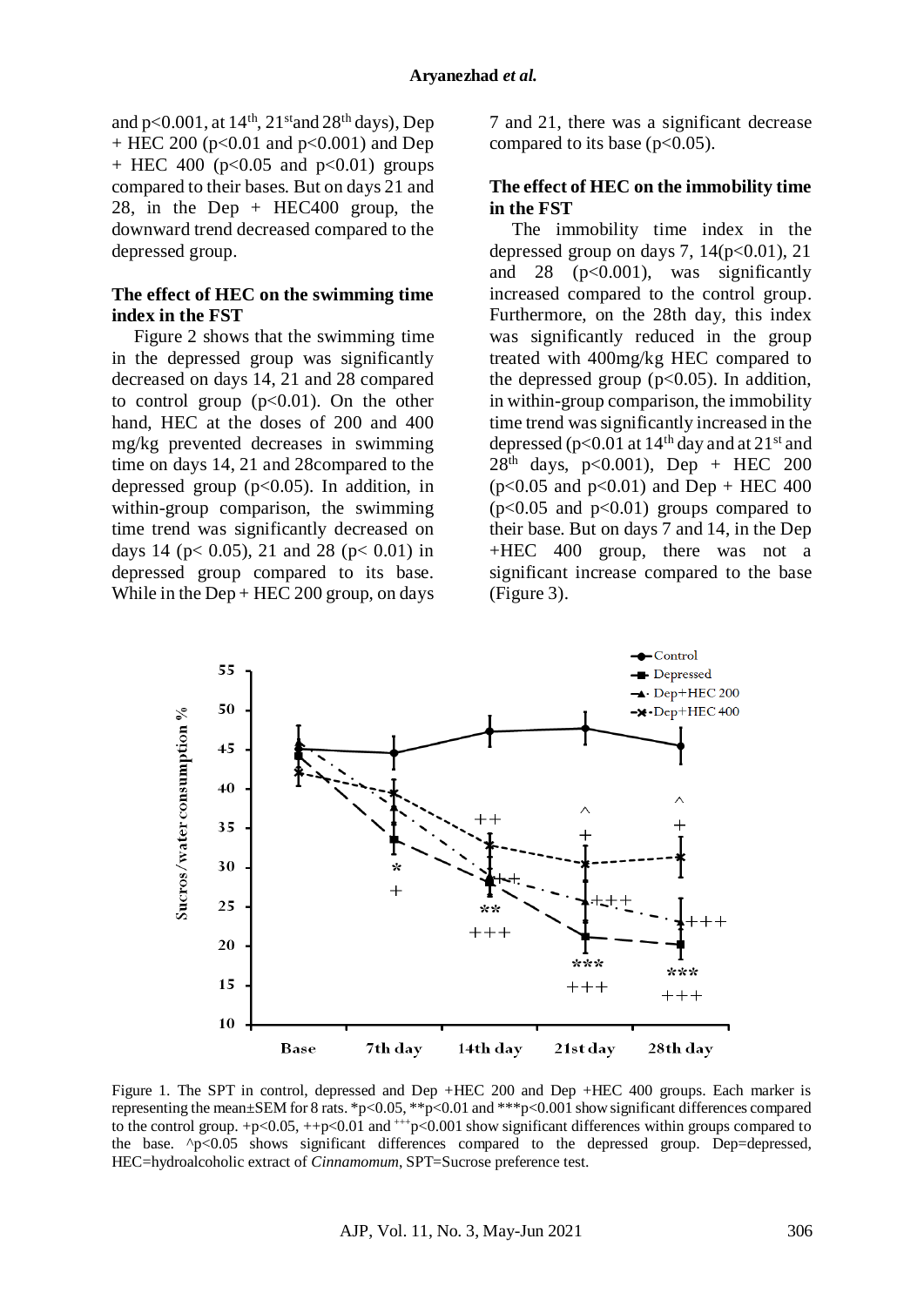and $p<0.001$, at 14[th], 21[st] and 28[th] days), Dep + HEC 200 ($p<0.01$ and $p<0.001$) and Dep + HEC 400 ($p<0.05$ and $p<0.01$) groups compared to their bases. But on days 21 and 28, in the Dep + HEC400 group, the downward trend decreased compared to the depressed group.

### The effect of HEC on the swimming time index in the FST

Figure 2 shows that the swimming time in the depressed group was significantly decreased on days 14, 21 and 28 compared to control group ($p<0.01$). On the other hand, HEC at the doses of 200 and 400 mg/kg prevented decreases in swimming time on days 14, 21 and 28compared to the depressed group ($p<0.05$). In addition, in within-group comparison, the swimming time trend was significantly decreased on days 14 ($p< 0.05$), 21 and 28 ($p< 0.01$) in depressed group compared to its base. While in the Dep + HEC 200 group, on days 7 and 21, there was a significant decrease compared to its base ($p<0.05$).

### The effect of HEC on the immobility time in the FST

The immobility time index in the depressed group on days 7, 14($p<0.01$), 21 and 28 ($p<0.001$), was significantly increased compared to the control group. Furthermore, on the 28th day, this index was significantly reduced in the group treated with 400mg/kg HEC compared to the depressed group ($p<0.05$). In addition, in within-group comparison, the immobility time trend was significantly increased in the depressed ($p<0.01$ at 14[th] day and at 21[st] and 28[th] days, $p<0.001$), Dep + HEC 200 ($p<0.05$ and $p<0.01$) and Dep + HEC 400 ($p<0.05$ and $p<0.01$) groups compared to their base. But on days 7 and 14, in the Dep +HEC 400 group, there was not a significant increase compared to the base (Figure 3).

Figure 1. The SPT in control, depressed and Dep +HEC 200 and Dep +HEC 400 groups. Each marker is representing the mean±SEM for 8 rats. *p<0.05, **p<0.01 and ***p<0.001 show significant differences compared to the control group. +p<0.05, ++p<0.01 and +++p<0.001 show significant differences within groups compared to the base. ^p<0.05 shows significant differences compared to the depressed group. Dep=depressed, HEC=hydroalcoholic extract of *Cinnamomum*, SPT=Sucrose preference test.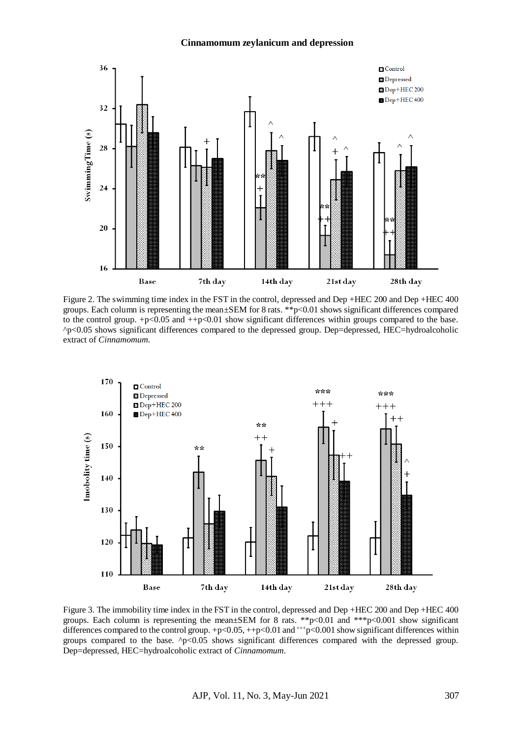Figure 2. The swimming time index in the FST in the control, depressed and Dep +HEC 200 and Dep +HEC 400 groups. Each column is representing the mean±SEM for 8 rats. **p<0.01 shows significant differences compared to the control group. +p<0.05 and ++p<0.01 show significant differences within groups compared to the base. ^p<0.05 shows significant differences compared to the depressed group. Dep=depressed, HEC=hydroalcoholic extract of *Cinnamomum*.

Figure 3. The immobility time index in the FST in the control, depressed and Dep +HEC 200 and Dep +HEC 400 groups. Each column is representing the mean±SEM for 8 rats. **p<0.01 and ***p<0.001 show significant differences compared to the control group. +p<0.05, ++p<0.01 and +++p<0.001 show significant differences within groups compared to the base. ^p<0.05 shows significant differences compared with the depressed group. Dep=depressed, HEC=hydroalcoholic extract of *Cinnamomum*.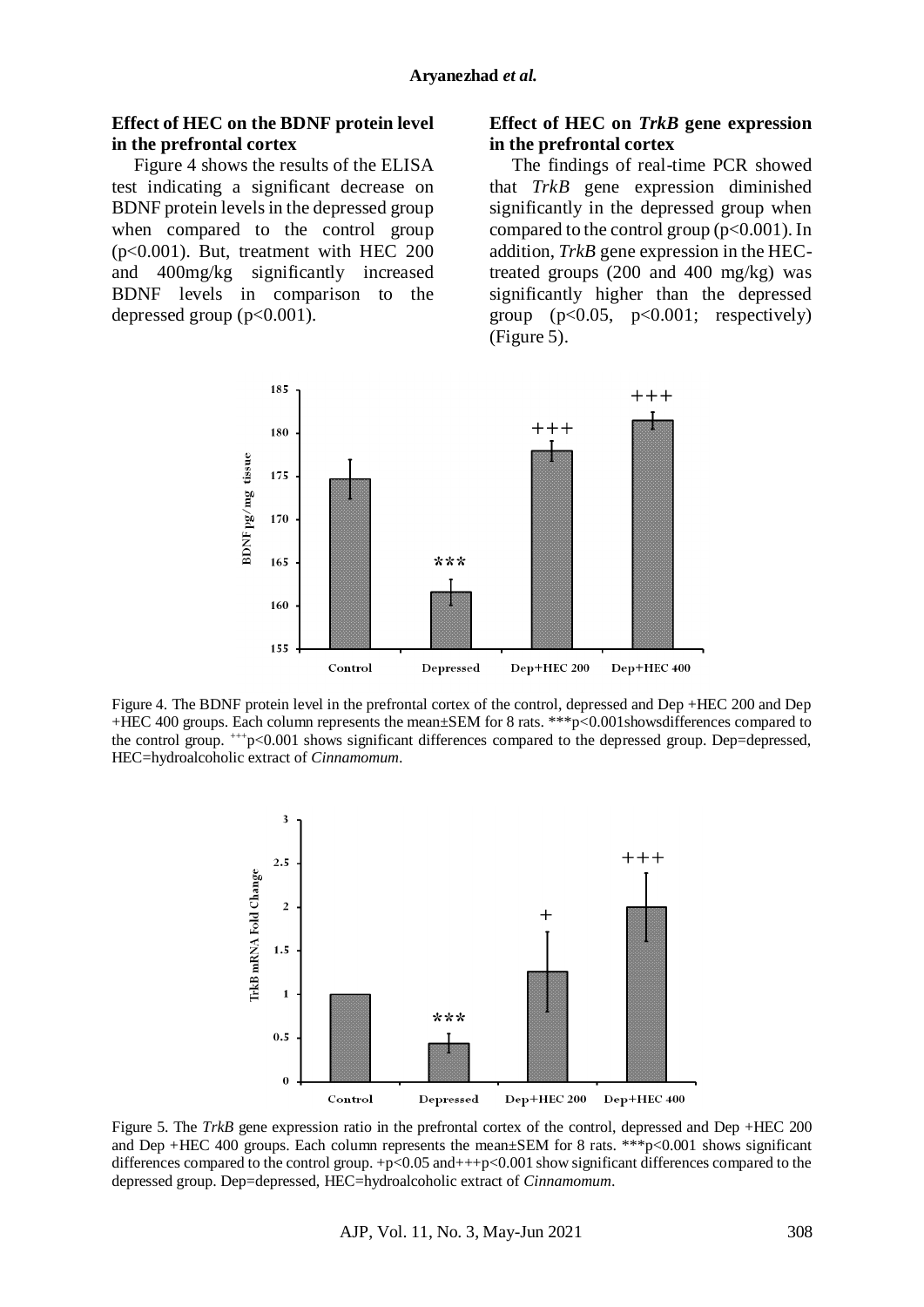### Effect of HEC on the BDNF protein level in the prefrontal cortex

Figure 4 shows the results of the ELISA test indicating a significant decrease on BDNF protein levels in the depressed group when compared to the control group ($p<0.001$). But, treatment with HEC 200 and 400mg/kg significantly increased BDNF levels in comparison to the depressed group ($p<0.001$).

### Effect of HEC on *TrkB* gene expression in the prefrontal cortex

The findings of real-time PCR showed that *TrkB* gene expression diminished significantly in the depressed group when compared to the control group ($p<0.001$). In addition, *TrkB* gene expression in the HEC-treated groups (200 and 400 mg/kg) was significantly higher than the depressed group ($p<0.05$, $p<0.001$; respectively) (Figure 5).

Figure 4. The BDNF protein level in the prefrontal cortex of the control, depressed and Dep +HEC 200 and Dep +HEC 400 groups. Each column represents the mean±SEM for 8 rats. ***$p<0.001$ shows differences compared to the control group. $^{+++}p<0.001$ shows significant differences compared to the depressed group. Dep=depressed, HEC=hydroalcoholic extract of *Cinnamomum*.

Figure 5. The *TrkB* gene expression ratio in the prefrontal cortex of the control, depressed and Dep +HEC 200 and Dep +HEC 400 groups. Each column represents the mean±SEM for 8 rats. ***$p<0.001$ shows significant differences compared to the control group. $+p<0.05$ and $+++p<0.001$ show significant differences compared to the depressed group. Dep=depressed, HEC=hydroalcoholic extract of *Cinnamomum*.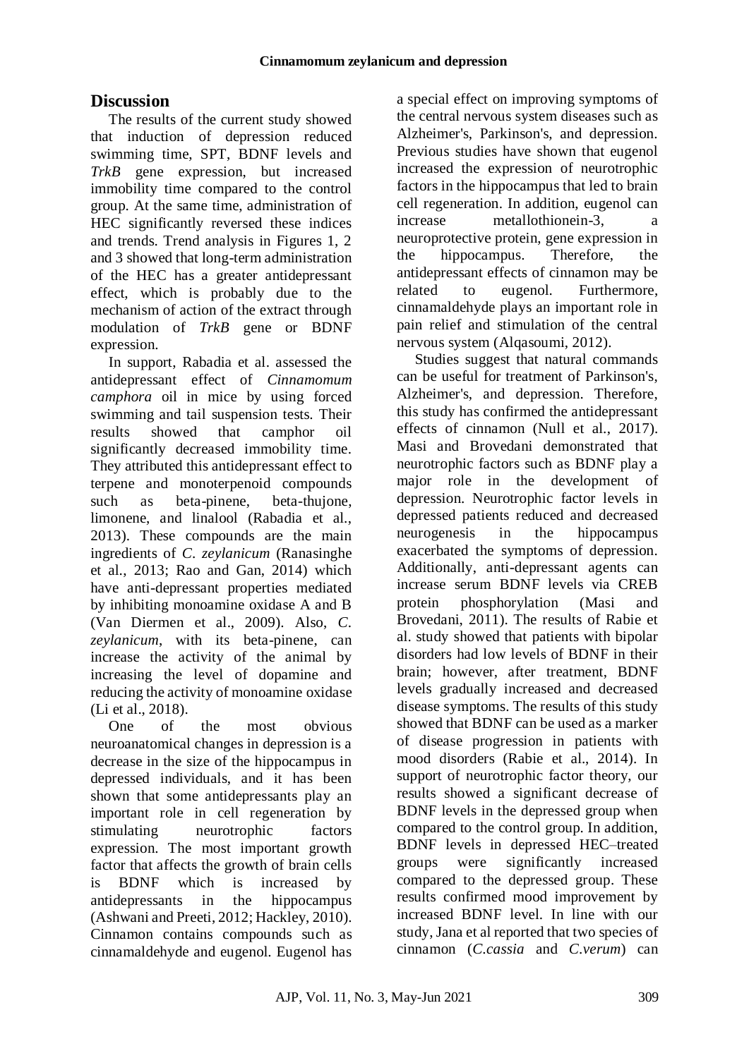## Discussion

The results of the current study showed that induction of depression reduced swimming time, SPT, BDNF levels and *TrkB* gene expression, but increased immobility time compared to the control group. At the same time, administration of HEC significantly reversed these indices and trends. Trend analysis in Figures 1, 2 and 3 showed that long-term administration of the HEC has a greater antidepressant effect, which is probably due to the mechanism of action of the extract through modulation of *TrkB* gene or BDNF expression.

In support, Rabadia et al. assessed the antidepressant effect of *Cinnamomum camphora* oil in mice by using forced swimming and tail suspension tests. Their results showed that camphor oil significantly decreased immobility time. They attributed this antidepressant effect to terpene and monoterpenoid compounds such as beta-pinene, beta-thujone, limonene, and linalool (Rabadia et al., 2013). These compounds are the main ingredients of *C. zeylanicum* (Ranasinghe et al., 2013; Rao and Gan, 2014) which have anti-depressant properties mediated by inhibiting monoamine oxidase A and B (Van Diermen et al., 2009). Also, *C. zeylanicum*, with its beta-pinene, can increase the activity of the animal by increasing the level of dopamine and reducing the activity of monoamine oxidase (Li et al., 2018).

One of the most obvious neuroanatomical changes in depression is a decrease in the size of the hippocampus in depressed individuals, and it has been shown that some antidepressants play an important role in cell regeneration by stimulating neurotrophic factors expression. The most important growth factor that affects the growth of brain cells is BDNF which is increased by antidepressants in the hippocampus (Ashwani and Preeti, 2012; Hackley, 2010). Cinnamon contains compounds such as cinnamaldehyde and eugenol. Eugenol has a special effect on improving symptoms of the central nervous system diseases such as Alzheimer's, Parkinson's, and depression. Previous studies have shown that eugenol increased the expression of neurotrophic factors in the hippocampus that led to brain cell regeneration. In addition, eugenol can increase metallothionein-3, a neuroprotective protein, gene expression in the hippocampus. Therefore, the antidepressant effects of cinnamon may be related to eugenol. Furthermore, cinnamaldehyde plays an important role in pain relief and stimulation of the central nervous system (Alqasoumi, 2012).

Studies suggest that natural commands can be useful for treatment of Parkinson's, Alzheimer's, and depression. Therefore, this study has confirmed the antidepressant effects of cinnamon (Null et al., 2017). Masi and Brovedani demonstrated that neurotrophic factors such as BDNF play a major role in the development of depression. Neurotrophic factor levels in depressed patients reduced and decreased neurogenesis in the hippocampus exacerbated the symptoms of depression. Additionally, anti-depressant agents can increase serum BDNF levels via CREB protein phosphorylation (Masi and Brovedani, 2011). The results of Rabie et al. study showed that patients with bipolar disorders had low levels of BDNF in their brain; however, after treatment, BDNF levels gradually increased and decreased disease symptoms. The results of this study showed that BDNF can be used as a marker of disease progression in patients with mood disorders (Rabie et al., 2014). In support of neurotrophic factor theory, our results showed a significant decrease of BDNF levels in the depressed group when compared to the control group. In addition, BDNF levels in depressed HEC–treated groups were significantly increased compared to the depressed group. These results confirmed mood improvement by increased BDNF level. In line with our study, Jana et al reported that two species of cinnamon (*C.cassia* and *C.verum*) can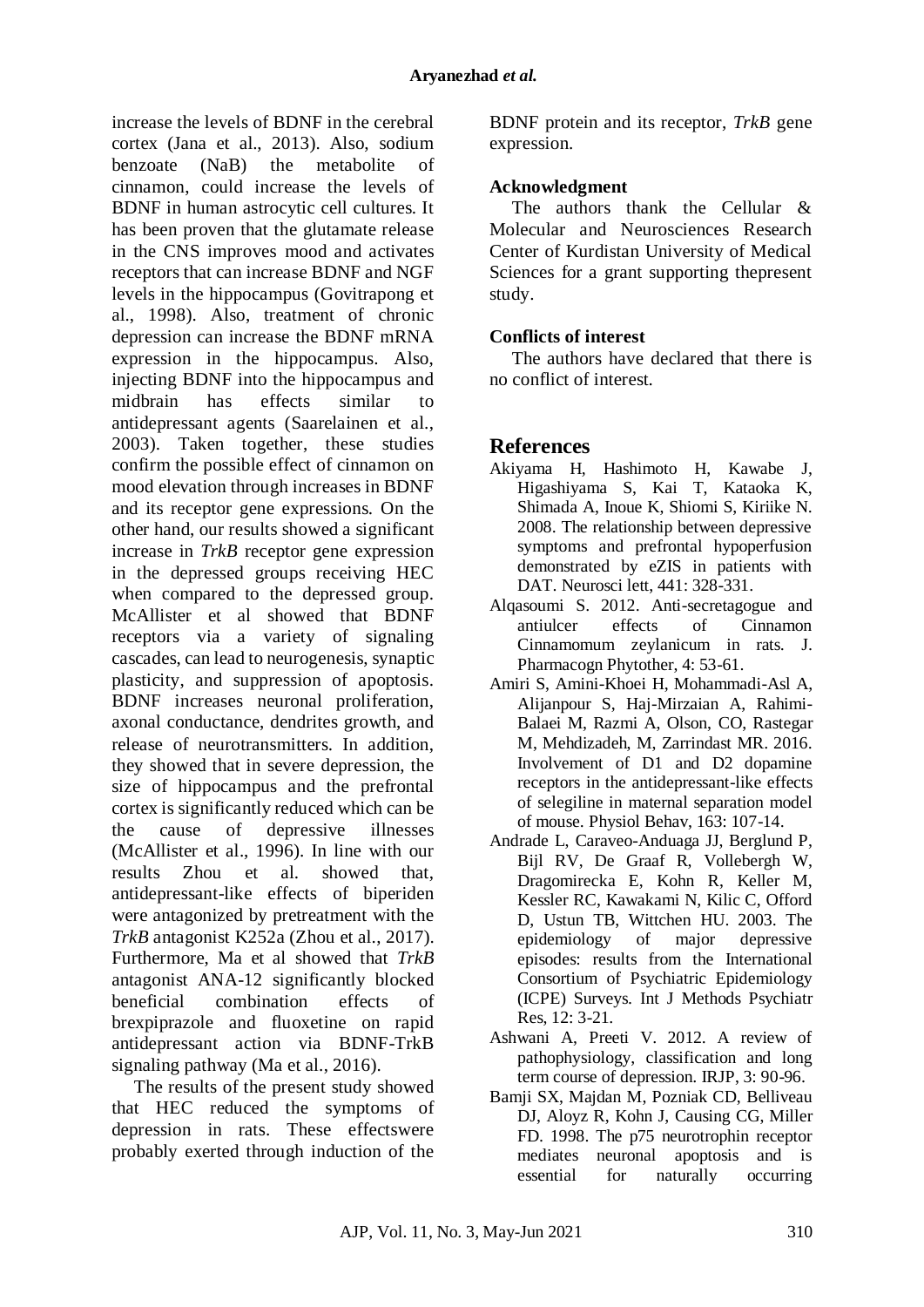increase the levels of BDNF in the cerebral cortex (Jana et al., 2013). Also, sodium benzoate (NaB) the metabolite of cinnamon, could increase the levels of BDNF in human astrocytic cell cultures. It has been proven that the glutamate release in the CNS improves mood and activates receptors that can increase BDNF and NGF levels in the hippocampus (Govitrapong et al., 1998). Also, treatment of chronic depression can increase the BDNF mRNA expression in the hippocampus. Also, injecting BDNF into the hippocampus and midbrain has effects similar to antidepressant agents (Saarelainen et al., 2003). Taken together, these studies confirm the possible effect of cinnamon on mood elevation through increases in BDNF and its receptor gene expressions. On the other hand, our results showed a significant increase in *TrkB* receptor gene expression in the depressed groups receiving HEC when compared to the depressed group. McAllister et al showed that BDNF receptors via a variety of signaling cascades, can lead to neurogenesis, synaptic plasticity, and suppression of apoptosis. BDNF increases neuronal proliferation, axonal conductance, dendrites growth, and release of neurotransmitters. In addition, they showed that in severe depression, the size of hippocampus and the prefrontal cortex is significantly reduced which can be the cause of depressive illnesses (McAllister et al., 1996). In line with our results Zhou et al. showed that, antidepressant-like effects of biperiden were antagonized by pretreatment with the *TrkB* antagonist K252a (Zhou et al., 2017). Furthermore, Ma et al showed that *TrkB* antagonist ANA-12 significantly blocked beneficial combination effects of brexpiprazole and fluoxetine on rapid antidepressant action via BDNF-TrkB signaling pathway (Ma et al., 2016).

The results of the present study showed that HEC reduced the symptoms of depression in rats. These effectswere probably exerted through induction of the BDNF protein and its receptor, *TrkB* gene expression.

### Acknowledgment

The authors thank the Cellular & Molecular and Neurosciences Research Center of Kurdistan University of Medical Sciences for a grant supporting thepresent study.

### Conflicts of interest

The authors have declared that there is no conflict of interest.

## References

Akiyama H, Hashimoto H, Kawabe J, Higashiyama S, Kai T, Kataoka K, Shimada A, Inoue K, Shiomi S, Kiriike N. 2008. The relationship between depressive symptoms and prefrontal hypoperfusion demonstrated by eZIS in patients with DAT. Neurosci lett, 441: 328-331.

Alqasoumi S. 2012. Anti-secretagogue and antiulcer effects of Cinnamon Cinnamomum zeylanicum in rats. J. Pharmacogn Phytother, 4: 53-61.

Amiri S, Amini-Khoei H, Mohammadi-Asl A, Alijanpour S, Haj-Mirzaian A, Rahimi-Balaei M, Razmi A, Olson, CO, Rastegar M, Mehdizadeh, M, Zarrindast MR. 2016. Involvement of D1 and D2 dopamine receptors in the antidepressant-like effects of selegiline in maternal separation model of mouse. Physiol Behav, 163: 107-14.

Andrade L, Caraveo-Anduaga JJ, Berglund P, Bijl RV, De Graaf R, Vollebergh W, Dragomirecka E, Kohn R, Keller M, Kessler RC, Kawakami N, Kilic C, Offord D, Ustun TB, Wittchen HU. 2003. The epidemiology of major depressive episodes: results from the International Consortium of Psychiatric Epidemiology (ICPE) Surveys. Int J Methods Psychiatr Res, 12: 3-21.

Ashwani A, Preeti V. 2012. A review of pathophysiology, classification and long term course of depression. IRJP, 3: 90-96.

Bamji SX, Majdan M, Pozniak CD, Belliveau DJ, Aloyz R, Kohn J, Causing CG, Miller FD. 1998. The p75 neurotrophin receptor mediates neuronal apoptosis and is essential for naturally occurring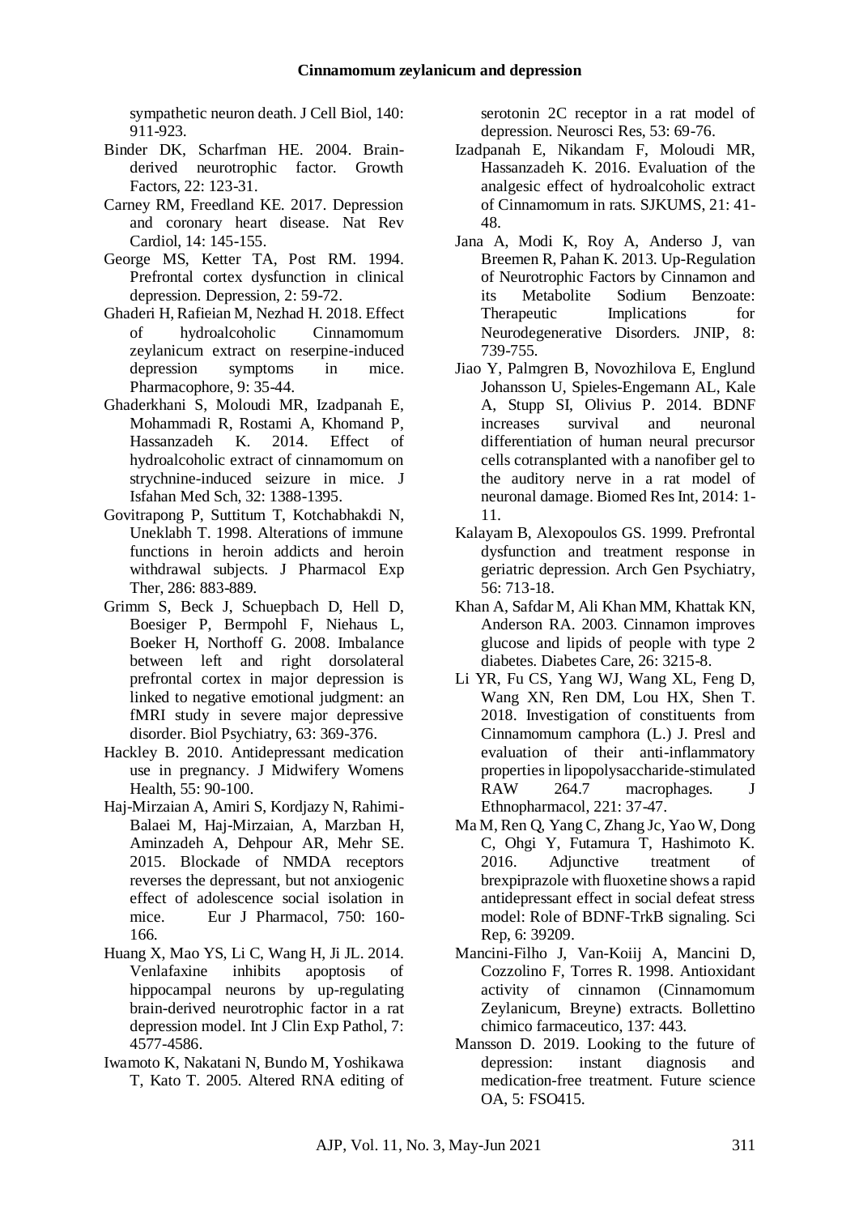sympathetic neuron death. J Cell Biol, 140: 911-923.

Binder DK, Scharfman HE. 2004. Brain-derived neurotrophic factor. Growth Factors, 22: 123-31.

Carney RM, Freedland KE. 2017. Depression and coronary heart disease. Nat Rev Cardiol, 14: 145-155.

George MS, Ketter TA, Post RM. 1994. Prefrontal cortex dysfunction in clinical depression. Depression, 2: 59-72.

Ghaderi H, Rafieian M, Nezhad H. 2018. Effect of hydroalcoholic Cinnamomum zeylanicum extract on reserpine-induced depression symptoms in mice. Pharmacophore, 9: 35-44.

Ghaderkhani S, Moloudi MR, Izadpanah E, Mohammadi R, Rostami A, Khomand P, Hassanzadeh K. 2014. Effect of hydroalcoholic extract of cinnamomum on strychnine-induced seizure in mice. J Isfahan Med Sch, 32: 1388-1395.

Govitrapong P, Suttitum T, Kotchabhakdi N, Uneklabh T. 1998. Alterations of immune functions in heroin addicts and heroin withdrawal subjects. J Pharmacol Exp Ther, 286: 883-889.

Grimm S, Beck J, Schuepbach D, Hell D, Boesiger P, Bermpohl F, Niehaus L, Boeker H, Northoff G. 2008. Imbalance between left and right dorsolateral prefrontal cortex in major depression is linked to negative emotional judgment: an fMRI study in severe major depressive disorder. Biol Psychiatry, 63: 369-376.

Hackley B. 2010. Antidepressant medication use in pregnancy. J Midwifery Womens Health, 55: 90-100.

Haj-Mirzaian A, Amiri S, Kordjazy N, Rahimi-Balaei M, Haj-Mirzaian, A, Marzban H, Aminzadeh A, Dehpour AR, Mehr SE. 2015. Blockade of NMDA receptors reverses the depressant, but not anxiogenic effect of adolescence social isolation in mice. Eur J Pharmacol, 750: 160-166.

Huang X, Mao YS, Li C, Wang H, Ji JL. 2014. Venlafaxine inhibits apoptosis of hippocampal neurons by up-regulating brain-derived neurotrophic factor in a rat depression model. Int J Clin Exp Pathol, 7: 4577-4586.

Iwamoto K, Nakatani N, Bundo M, Yoshikawa T, Kato T. 2005. Altered RNA editing of serotonin 2C receptor in a rat model of depression. Neurosci Res, 53: 69-76.

Izadpanah E, Nikandam F, Moloudi MR, Hassanzadeh K. 2016. Evaluation of the analgesic effect of hydroalcoholic extract of Cinnamomum in rats. SJKUMS, 21: 41-48.

Jana A, Modi K, Roy A, Anderso J, van Breemen R, Pahan K. 2013. Up-Regulation of Neurotrophic Factors by Cinnamon and its Metabolite Sodium Benzoate: Therapeutic Implications for Neurodegenerative Disorders. JNIP, 8: 739-755.

Jiao Y, Palmgren B, Novozhilova E, Englund Johansson U, Spieles-Engemann AL, Kale A, Stupp SI, Olivius P. 2014. BDNF increases survival and neuronal differentiation of human neural precursor cells cotransplanted with a nanofiber gel to the auditory nerve in a rat model of neuronal damage. Biomed Res Int, 2014: 1-11.

Kalayam B, Alexopoulos GS. 1999. Prefrontal dysfunction and treatment response in geriatric depression. Arch Gen Psychiatry, 56: 713-18.

Khan A, Safdar M, Ali Khan MM, Khattak KN, Anderson RA. 2003. Cinnamon improves glucose and lipids of people with type 2 diabetes. Diabetes Care, 26: 3215-8.

Li YR, Fu CS, Yang WJ, Wang XL, Feng D, Wang XN, Ren DM, Lou HX, Shen T. 2018. Investigation of constituents from Cinnamomum camphora (L.) J. Presl and evaluation of their anti-inflammatory properties in lipopolysaccharide-stimulated RAW 264.7 macrophages. J Ethnopharmacol, 221: 37-47.

Ma M, Ren Q, Yang C, Zhang Jc, Yao W, Dong C, Ohgi Y, Futamura T, Hashimoto K. 2016. Adjunctive treatment of brexpiprazole with fluoxetine shows a rapid antidepressant effect in social defeat stress model: Role of BDNF-TrkB signaling. Sci Rep, 6: 39209.

Mancini-Filho J, Van-Koiij A, Mancini D, Cozzolino F, Torres R. 1998. Antioxidant activity of cinnamon (Cinnamomum Zeylanicum, Breyne) extracts. Bollettino chimico farmaceutico, 137: 443.

Mansson D. 2019. Looking to the future of depression: instant diagnosis and medication-free treatment. Future science OA, 5: FSO415.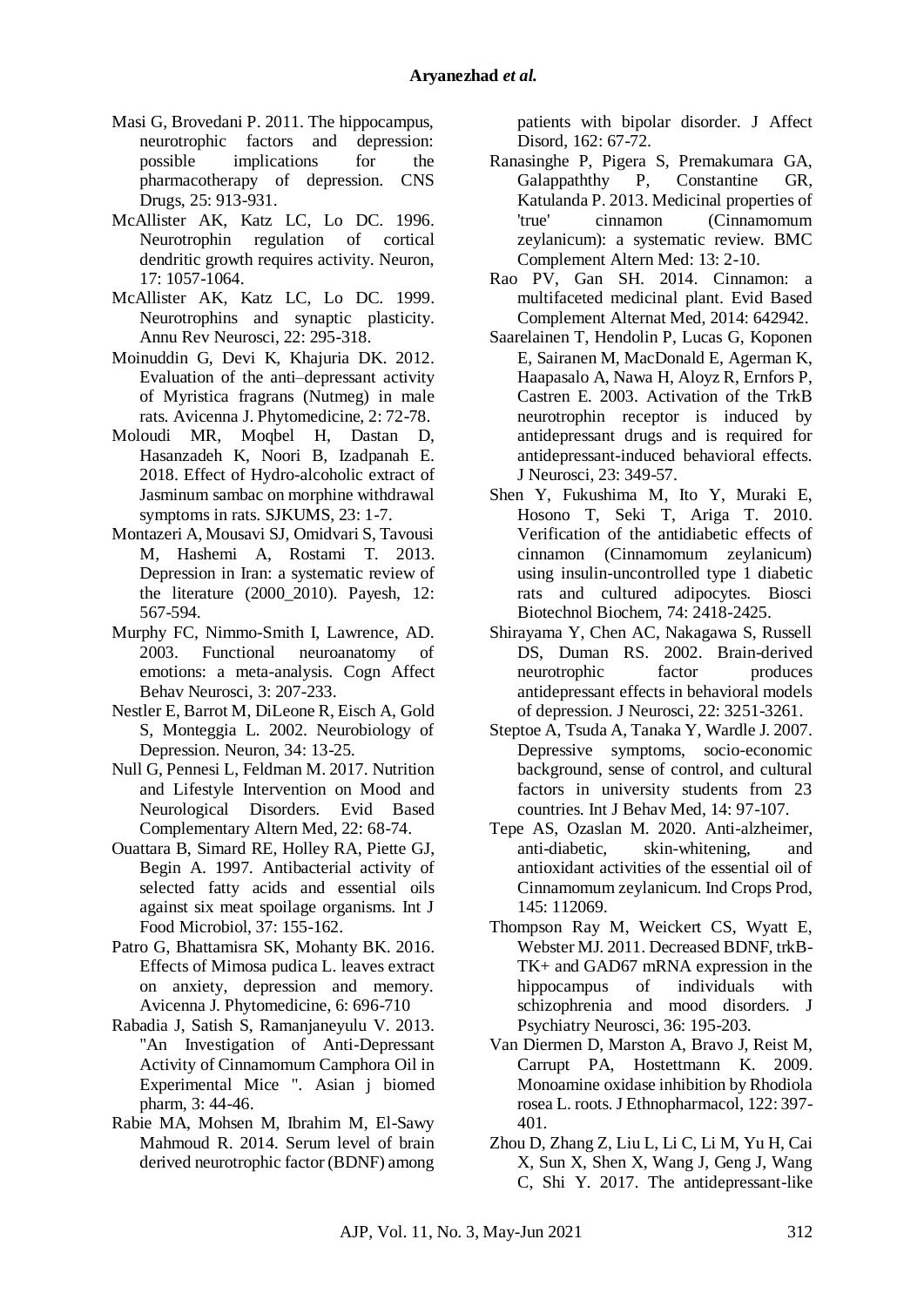Masi G, Brovedani P. 2011. The hippocampus, neurotrophic factors and depression: possible implications for the pharmacotherapy of depression. CNS Drugs, 25: 913-931.

McAllister AK, Katz LC, Lo DC. 1996. Neurotrophin regulation of cortical dendritic growth requires activity. Neuron, 17: 1057-1064.

McAllister AK, Katz LC, Lo DC. 1999. Neurotrophins and synaptic plasticity. Annu Rev Neurosci, 22: 295-318.

Moinuddin G, Devi K, Khajuria DK. 2012. Evaluation of the anti–depressant activity of Myristica fragrans (Nutmeg) in male rats. Avicenna J. Phytomedicine, 2: 72-78.

Moloudi MR, Moqbel H, Dastan D, Hasanzadeh K, Noori B, Izadpanah E. 2018. Effect of Hydro-alcoholic extract of Jasminum sambac on morphine withdrawal symptoms in rats. SJKUMS, 23: 1-7.

Montazeri A, Mousavi SJ, Omidvari S, Tavousi M, Hashemi A, Rostami T. 2013. Depression in Iran: a systematic review of the literature (2000_2010). Payesh, 12: 567-594.

Murphy FC, Nimmo-Smith I, Lawrence, AD. 2003. Functional neuroanatomy of emotions: a meta-analysis. Cogn Affect Behav Neurosci, 3: 207-233.

Nestler E, Barrot M, DiLeone R, Eisch A, Gold S, Monteggia L. 2002. Neurobiology of Depression. Neuron, 34: 13-25.

Null G, Pennesi L, Feldman M. 2017. Nutrition and Lifestyle Intervention on Mood and Neurological Disorders. Evid Based Complementary Altern Med, 22: 68-74.

Ouattara B, Simard RE, Holley RA, Piette GJ, Begin A. 1997. Antibacterial activity of selected fatty acids and essential oils against six meat spoilage organisms. Int J Food Microbiol, 37: 155-162.

Patro G, Bhattamisra SK, Mohanty BK. 2016. Effects of Mimosa pudica L. leaves extract on anxiety, depression and memory. Avicenna J. Phytomedicine, 6: 696-710

Rabadia J, Satish S, Ramanjaneyulu V. 2013. "An Investigation of Anti-Depressant Activity of Cinnamomum Camphora Oil in Experimental Mice ". Asian j biomed pharm, 3: 44-46.

Rabie MA, Mohsen M, Ibrahim M, El-Sawy Mahmoud R. 2014. Serum level of brain derived neurotrophic factor (BDNF) among patients with bipolar disorder. J Affect Disord, 162: 67-72.

Ranasinghe P, Pigera S, Premakumara GA, Galappaththy P, Constantine GR, Katulanda P. 2013. Medicinal properties of 'true' cinnamon (Cinnamomum zeylanicum): a systematic review. BMC Complement Altern Med: 13: 2-10.

Rao PV, Gan SH. 2014. Cinnamon: a multifaceted medicinal plant. Evid Based Complement Alternat Med, 2014: 642942.

Saarelainen T, Hendolin P, Lucas G, Koponen E, Sairanen M, MacDonald E, Agerman K, Haapasalo A, Nawa H, Aloyz R, Ernfors P, Castren E. 2003. Activation of the TrkB neurotrophin receptor is induced by antidepressant drugs and is required for antidepressant-induced behavioral effects. J Neurosci, 23: 349-57.

Shen Y, Fukushima M, Ito Y, Muraki E, Hosono T, Seki T, Ariga T. 2010. Verification of the antidiabetic effects of cinnamon (Cinnamomum zeylanicum) using insulin-uncontrolled type 1 diabetic rats and cultured adipocytes. Biosci Biotechnol Biochem, 74: 2418-2425.

Shirayama Y, Chen AC, Nakagawa S, Russell DS, Duman RS. 2002. Brain-derived neurotrophic factor produces antidepressant effects in behavioral models of depression. J Neurosci, 22: 3251-3261.

Steptoe A, Tsuda A, Tanaka Y, Wardle J. 2007. Depressive symptoms, socio-economic background, sense of control, and cultural factors in university students from 23 countries. Int J Behav Med, 14: 97-107.

Tepe AS, Ozaslan M. 2020. Anti-alzheimer, anti-diabetic, skin-whitening, and antioxidant activities of the essential oil of Cinnamomum zeylanicum. Ind Crops Prod, 145: 112069.

Thompson Ray M, Weickert CS, Wyatt E, Webster MJ. 2011. Decreased BDNF, trkB-TK+ and GAD67 mRNA expression in the hippocampus of individuals with schizophrenia and mood disorders. J Psychiatry Neurosci, 36: 195-203.

Van Diermen D, Marston A, Bravo J, Reist M, Carrupt PA, Hostettmann K. 2009. Monoamine oxidase inhibition by Rhodiola rosea L. roots. J Ethnopharmacol, 122: 397-401.

Zhou D, Zhang Z, Liu L, Li C, Li M, Yu H, Cai X, Sun X, Shen X, Wang J, Geng J, Wang C, Shi Y. 2017. The antidepressant-like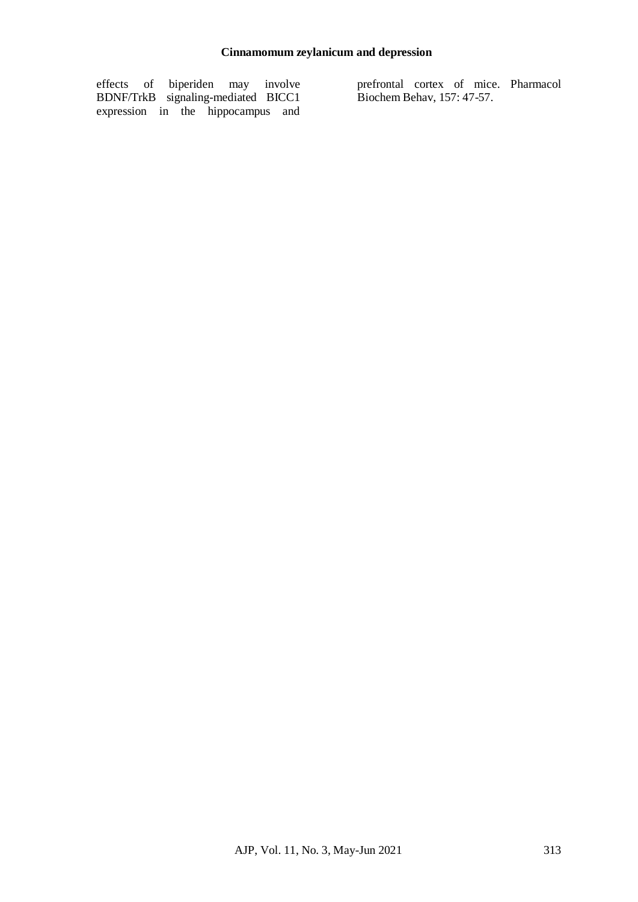effects of biperiden may involve BDNF/TrkB signaling-mediated BICC1 expression in the hippocampus and prefrontal cortex of mice. Pharmacol Biochem Behav, 157: 47-57.